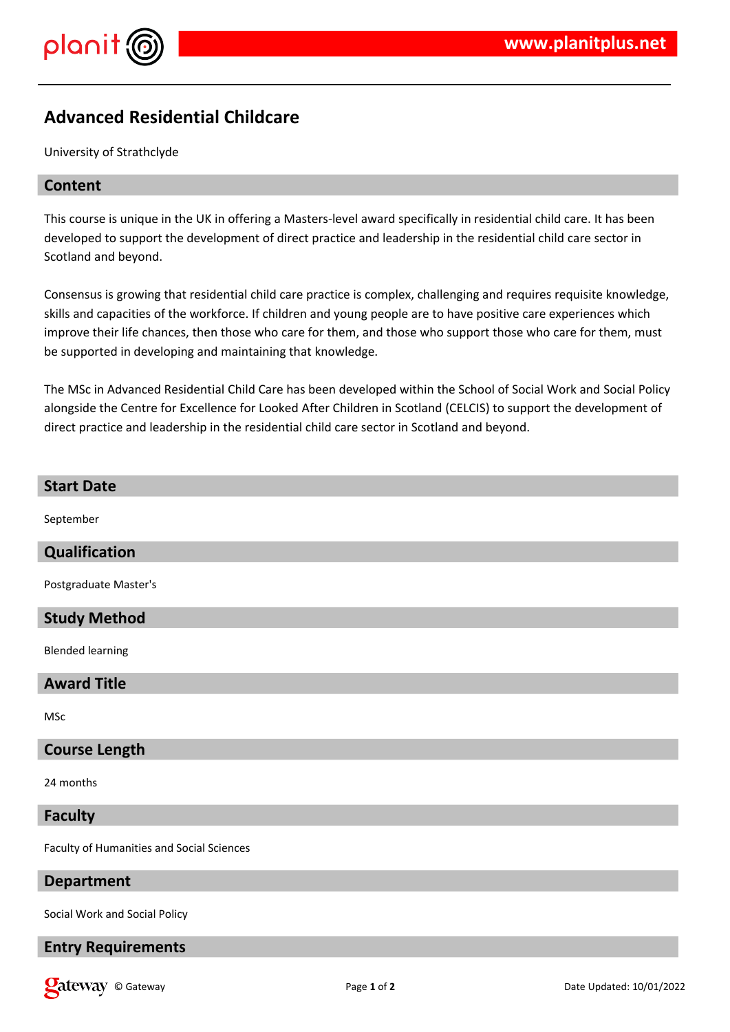# Advanced Residential Childcare

University of Strathclyde

## Content

This course is unique in the UK in offering a Masters-level award specifically in residential child care. It has been developed to support the development of direct practice and leadership in the residential child care sector in Scotland and beyond.

Consensus is growing that residential child care practice is complex, challenging and requires requisite knowledge, skills and capacities of the workforce. If children and young people are to have positive care experiences which improve their life chances, then those who care for them, and those who support those who care for them, must be supported in developing and maintaining that knowledge.

The MSc in Advanced Residential Child Care has been developed within the School of Social Work and Social Policy alongside the Centre for Excellence for Looked After Children in Scotland (CELCIS) to support the development of direct practice and leadership in the residential child care sector in Scotland and beyond.

## Start Date

September

## Qualification

Postgraduate Master's

## Study Method

Blended learning

## Award Title

MSc

## Course Length

24 months

## Faculty

Faculty of Humanities and Social Sciences

## Department

Social Work and Social Policy

## Entry Requirements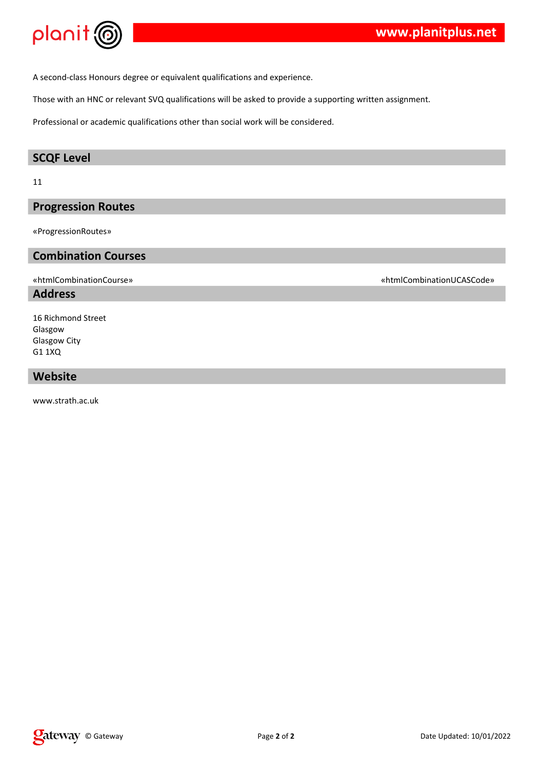A second-class Honours degree or equivalent qualifications and experience.

Those with an HNC or relevant SVQ qualifications will be asked to provide a supporting written assignment.

Professional or academic qualifications other than social work will be considered.

## SCQF Level

11

## Progression Routes

«ProgressionRoutes»

## Combination Courses

«htmlCombinationCourse» «htmlCombinationUCASCode»

## Address

16 Richmond Street
Glasgow
Glasgow City
G1 1XQ

## Website

www.strath.ac.uk